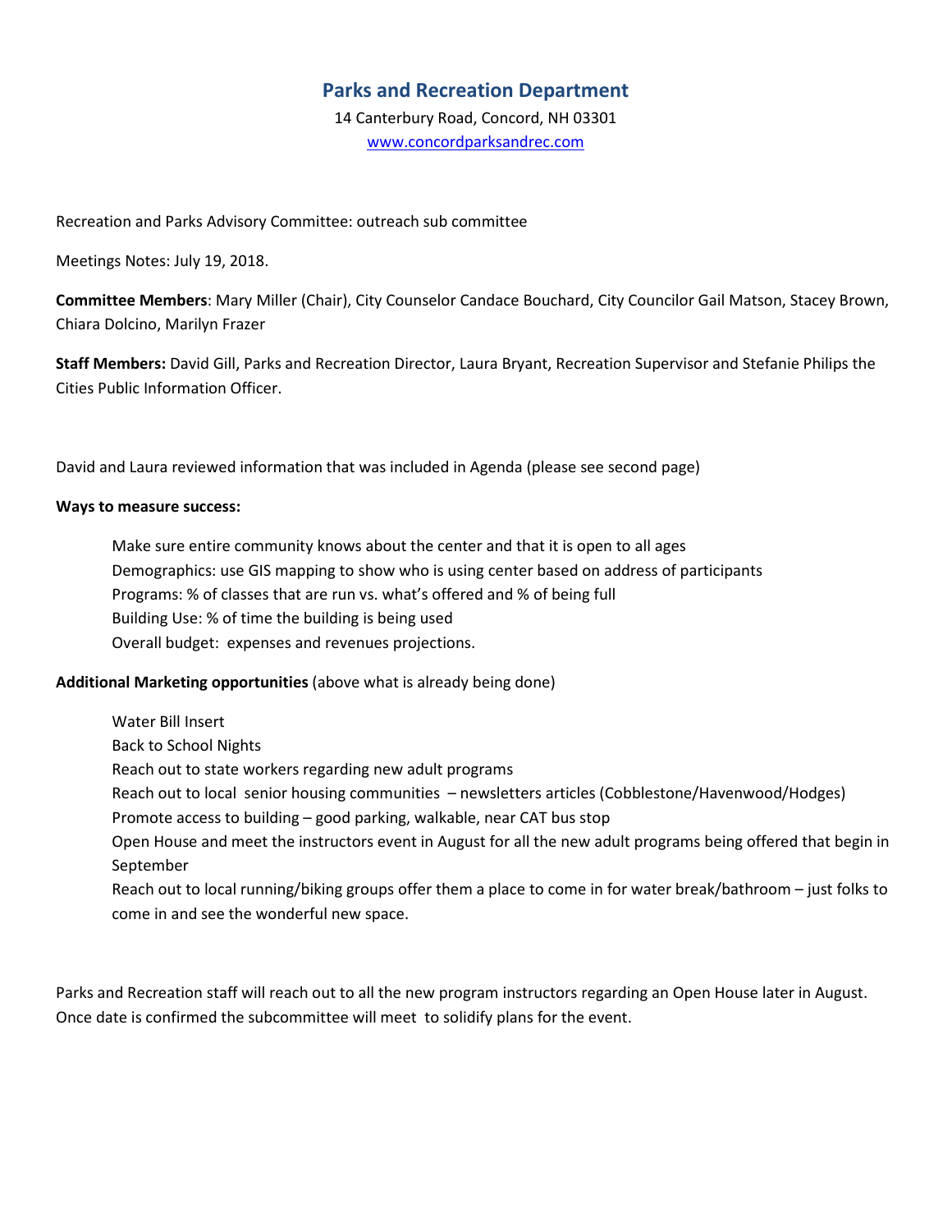## Parks and Recreation Department

14 Canterbury Road, Concord, NH 03301
www.concordparksandrec.com

Recreation and Parks Advisory Committee: outreach sub committee

Meetings Notes: July 19, 2018.

**Committee Members**: Mary Miller (Chair), City Counselor Candace Bouchard, City Councilor Gail Matson, Stacey Brown, Chiara Dolcino, Marilyn Frazer

**Staff Members:** David Gill, Parks and Recreation Director, Laura Bryant, Recreation Supervisor and Stefanie Philips the Cities Public Information Officer.

David and Laura reviewed information that was included in Agenda (please see second page)

**Ways to measure success:**

- Make sure entire community knows about the center and that it is open to all ages
- Demographics: use GIS mapping to show who is using center based on address of participants
- Programs: % of classes that are run vs. what's offered and % of being full
- Building Use: % of time the building is being used
- Overall budget: expenses and revenues projections.

**Additional Marketing opportunities** (above what is already being done)

- Water Bill Insert
- Back to School Nights
- Reach out to state workers regarding new adult programs
- Reach out to local senior housing communities – newsletters articles (Cobblestone/Havenwood/Hodges)
- Promote access to building – good parking, walkable, near CAT bus stop
- Open House and meet the instructors event in August for all the new adult programs being offered that begin in September
- Reach out to local running/biking groups offer them a place to come in for water break/bathroom – just folks to come in and see the wonderful new space.

Parks and Recreation staff will reach out to all the new program instructors regarding an Open House later in August. Once date is confirmed the subcommittee will meet to solidify plans for the event.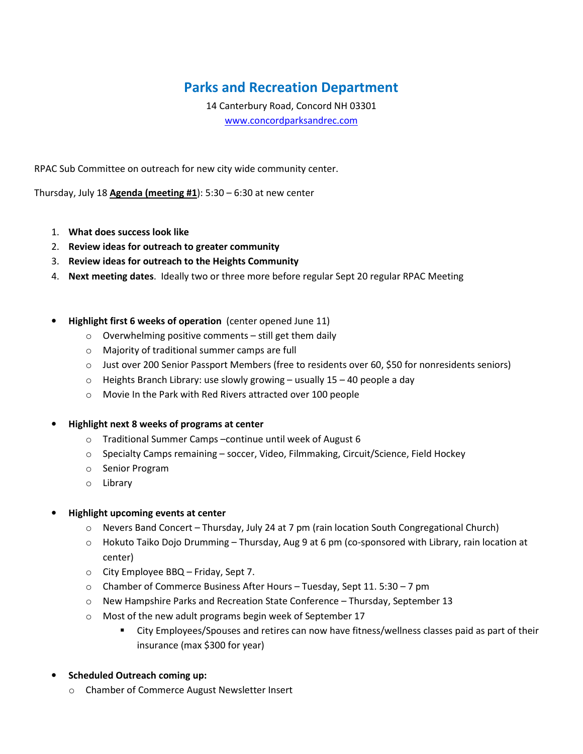# Parks and Recreation Department

14 Canterbury Road, Concord NH 03301
[www.concordparksandrec.com](http://www.concordparksandrec.com)

RPAC Sub Committee on outreach for new city wide community center.

Thursday, July 18 **Agenda (meeting #1**): 5:30 – 6:30 at new center

1. **What does success look like**
2. **Review ideas for outreach to greater community**
3. **Review ideas for outreach to the Heights Community**
4. **Next meeting dates**. Ideally two or three more before regular Sept 20 regular RPAC Meeting

- **Highlight first 6 weeks of operation** (center opened June 11)
  - Overwhelming positive comments – still get them daily
  - Majority of traditional summer camps are full
  - Just over 200 Senior Passport Members (free to residents over 60, $50 for nonresidents seniors)
  - Heights Branch Library: use slowly growing – usually 15 – 40 people a day
  - Movie In the Park with Red Rivers attracted over 100 people

- **Highlight next 8 weeks of programs at center**
  - Traditional Summer Camps –continue until week of August 6
  - Specialty Camps remaining – soccer, Video, Filmmaking, Circuit/Science, Field Hockey
  - Senior Program
  - Library

- **Highlight upcoming events at center**
  - Nevers Band Concert – Thursday, July 24 at 7 pm (rain location South Congregational Church)
  - Hokuto Taiko Dojo Drumming – Thursday, Aug 9 at 6 pm (co-sponsored with Library, rain location at center)
  - City Employee BBQ – Friday, Sept 7.
  - Chamber of Commerce Business After Hours – Tuesday, Sept 11. 5:30 – 7 pm
  - New Hampshire Parks and Recreation State Conference – Thursday, September 13
  - Most of the new adult programs begin week of September 17
    - City Employees/Spouses and retires can now have fitness/wellness classes paid as part of their insurance (max $300 for year)

- **Scheduled Outreach coming up:**
  - Chamber of Commerce August Newsletter Insert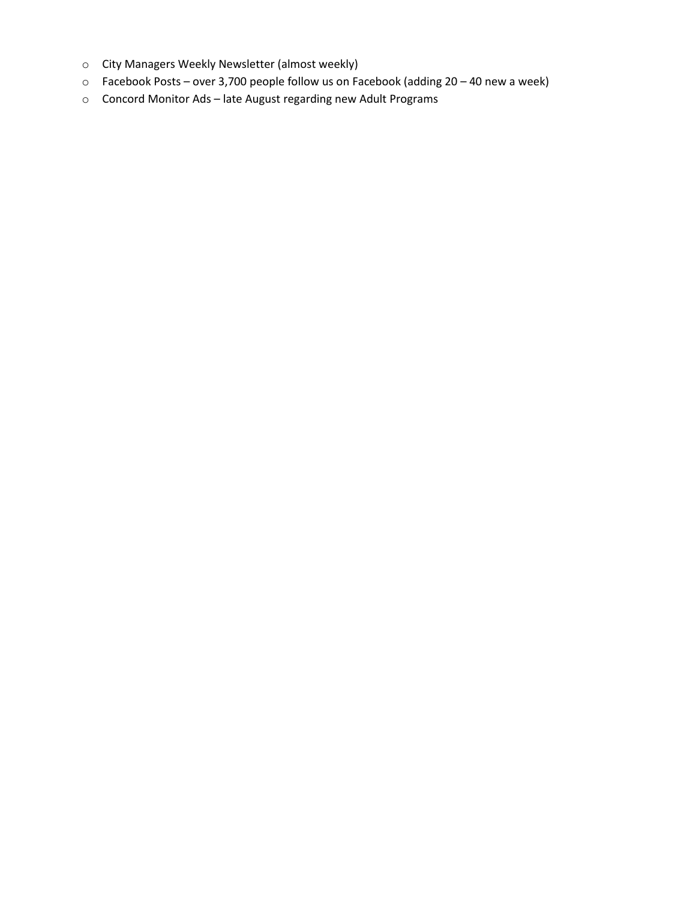- City Managers Weekly Newsletter (almost weekly)
- Facebook Posts – over 3,700 people follow us on Facebook (adding 20 – 40 new a week)
- Concord Monitor Ads – late August regarding new Adult Programs